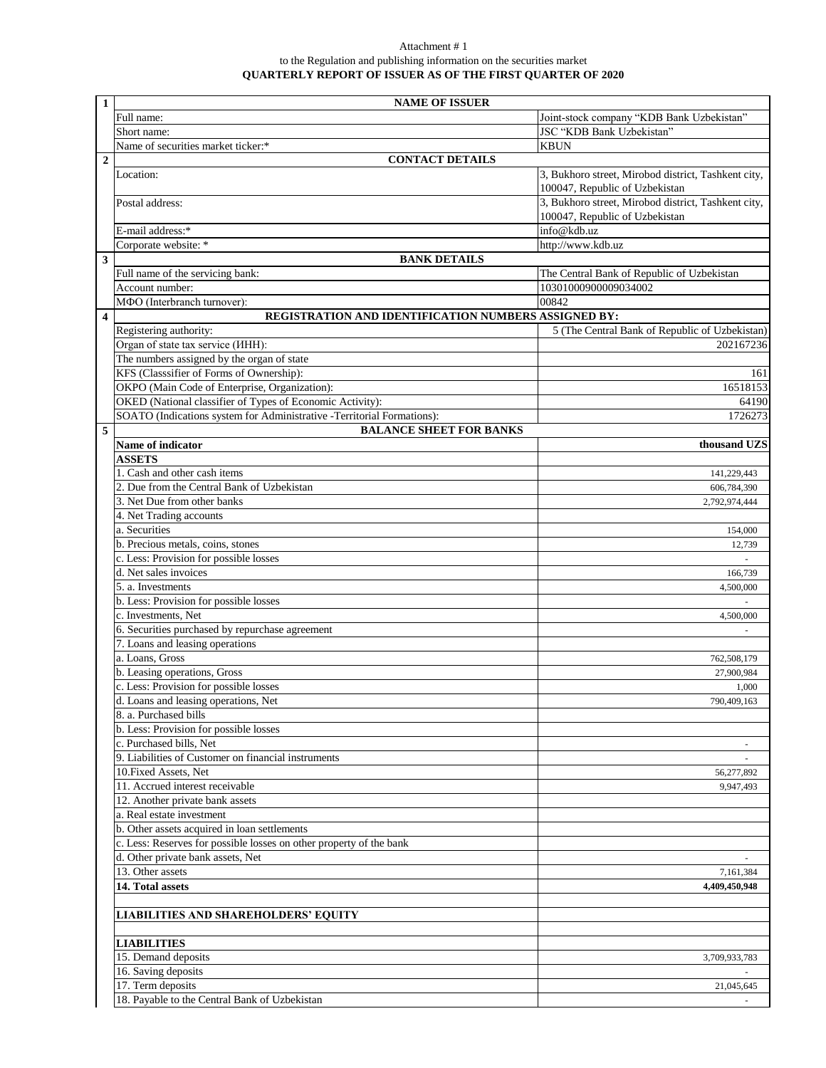Attachment # 1

to the Regulation and publishing information on the securities market

**QUARTERLY REPORT OF ISSUER AS OF THE FIRST QUARTER OF 2020**

| | | |
|---|---|---|
| **1** | **NAME OF ISSUER** | |
| | Full name: | Joint-stock company "KDB Bank Uzbekistan" |
| | Short name: | JSC "KDB Bank Uzbekistan" |
| | Name of securities market ticker:* | KBUN |
| **2** | **CONTACT DETAILS** | |
| | Location: | 3, Bukhoro street, Mirobod district, Tashkent city, 100047, Republic of Uzbekistan |
| | Postal address: | 3, Bukhoro street, Mirobod district, Tashkent city, 100047, Republic of Uzbekistan |
| | E-mail address:* | info@kdb.uz |
| | Corporate website: * | http://www.kdb.uz |
| **3** | **BANK DETAILS** | |
| | Full name of the servicing bank: | The Central Bank of Republic of Uzbekistan |
| | Account number: | 10301000900009034002 |
| | МФО (Interbranch turnover): | 00842 |
| **4** | **REGISTRATION AND IDENTIFICATION NUMBERS ASSIGNED BY:** | |
| | Registering authority: | 5 (The Central Bank of Republic of Uzbekistan) |
| | Organ of state tax service (ИНН): | 202167236 |
| | The numbers assigned by the organ of state | |
| | KFS (Classsifier of Forms of Ownership): | 161 |
| | OKPO (Main Code of Enterprise, Organization): | 16518153 |
| | OKED (National classifier of Types of Economic Activity): | 64190 |
| | SOATO (Indications system for Administrative -Territorial Formations): | 1726273 |
| **5** | **BALANCE SHEET FOR BANKS** | |
| | **Name of indicator** | **thousand UZS** |
| | **ASSETS** | |
| | 1. Cash and other cash items | 141,229,443 |
| | 2. Due from the Central Bank of Uzbekistan | 606,784,390 |
| | 3. Net Due from other banks | 2,792,974,444 |
| | 4. Net Trading accounts | |
| | a. Securities | 154,000 |
| | b. Precious metals, coins, stones | 12,739 |
| | c. Less: Provision for possible losses | - |
| | d. Net sales invoices | 166,739 |
| | 5. a. Investments | 4,500,000 |
| | b. Less: Provision for possible losses | - |
| | c. Investments, Net | 4,500,000 |
| | 6. Securities purchased by repurchase agreement | - |
| | 7. Loans and leasing operations | |
| | a. Loans, Gross | 762,508,179 |
| | b. Leasing operations, Gross | 27,900,984 |
| | c. Less: Provision for possible losses | 1,000 |
| | d. Loans and leasing operations, Net | 790,409,163 |
| | 8. a. Purchased bills | |
| | b. Less: Provision for possible losses | |
| | c. Purchased bills, Net | - |
| | 9. Liabilities of Customer on financial instruments | - |
| | 10.Fixed Assets, Net | 56,277,892 |
| | 11. Accrued interest receivable | 9,947,493 |
| | 12. Another private bank assets | |
| | a. Real estate investment | |
| | b. Other assets acquired in loan settlements | |
| | c. Less: Reserves for possible losses on other property of the bank | |
| | d. Other private bank assets, Net | - |
| | 13. Other assets | 7,161,384 |
| | **14. Total assets** | **4,409,450,948** |
| | | |
| | **LIABILITIES AND SHAREHOLDERS' EQUITY** | |
| | | |
| | **LIABILITIES** | |
| | 15. Demand deposits | 3,709,933,783 |
| | 16. Saving deposits | - |
| | 17. Term deposits | 21,045,645 |
| | 18. Payable to the Central Bank of Uzbekistan | - |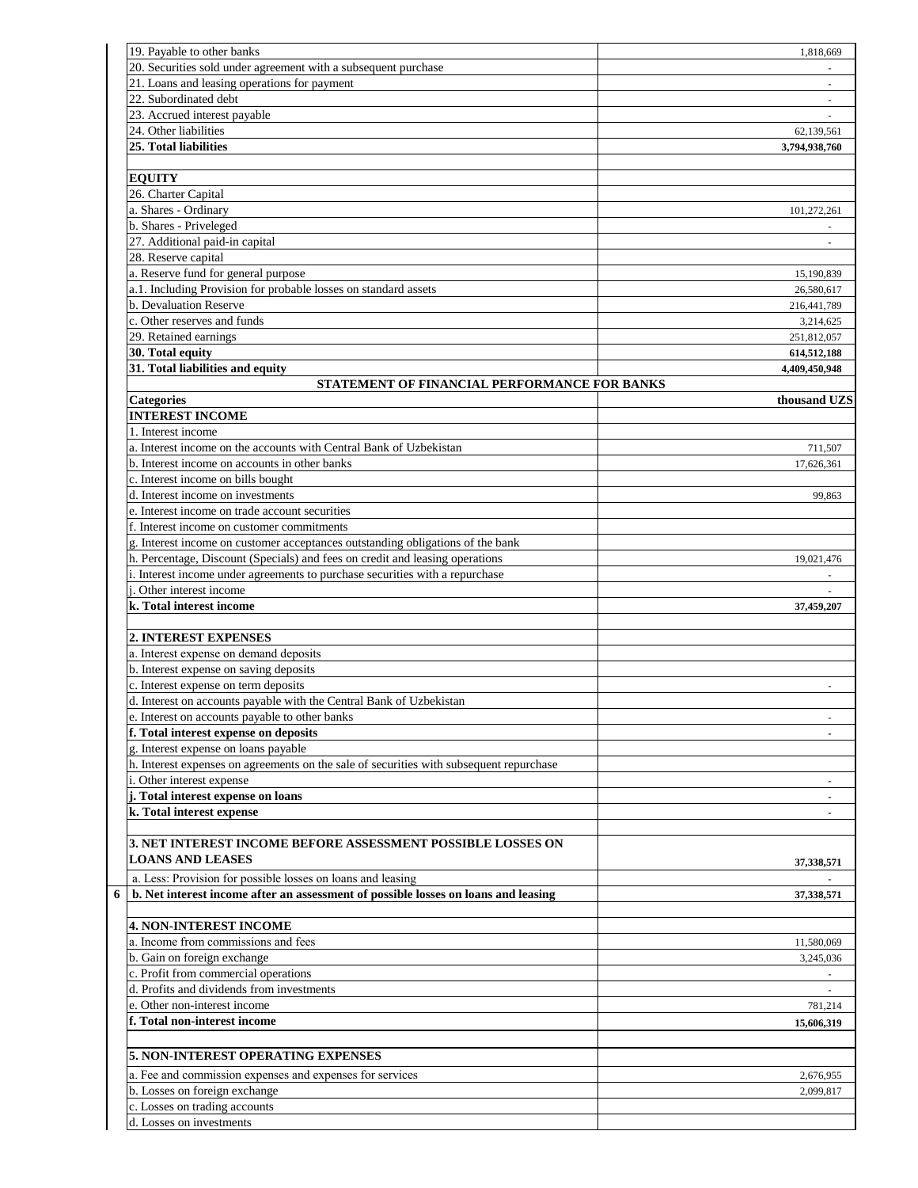| | |
|---|---|
| 19. Payable to other banks | 1,818,669 |
| 20. Securities sold under agreement with a subsequent purchase | - |
| 21. Loans and leasing operations for payment | - |
| 22. Subordinated debt | - |
| 23. Accrued interest payable | - |
| 24. Other liabilities | 62,139,561 |
| **25. Total liabilities** | **3,794,938,760** |
| | |
| **EQUITY** | |
| 26. Charter Capital | |
| a. Shares - Ordinary | 101,272,261 |
| b. Shares - Priveleged | - |
| 27. Additional paid-in capital | - |
| 28. Reserve capital | |
| a. Reserve fund for general purpose | 15,190,839 |
| a.1. Including Provision for probable losses on standard assets | 26,580,617 |
| b. Devaluation Reserve | 216,441,789 |
| c. Other reserves and funds | 3,214,625 |
| 29. Retained earnings | 251,812,057 |
| **30. Total equity** | **614,512,188** |
| **31. Total liabilities and equity** | **4,409,450,948** |

**STATEMENT OF FINANCIAL PERFORMANCE FOR BANKS**

| **Categories** | **thousand UZS** |
|---|---|
| **INTEREST INCOME** | |
| 1. Interest income | |
| a. Interest income on the accounts with Central Bank of Uzbekistan | 711,507 |
| b. Interest income on accounts in other banks | 17,626,361 |
| c. Interest income on bills bought | |
| d. Interest income on investments | 99,863 |
| e. Interest income on trade account securities | |
| f. Interest income on customer commitments | |
| g. Interest income on customer acceptances outstanding obligations of the bank | |
| h. Percentage, Discount (Specials) and fees on credit and leasing operations | 19,021,476 |
| i. Interest income under agreements to purchase securities with a repurchase | - |
| j. Other interest income | - |
| **k. Total interest income** | **37,459,207** |
| | |
| **2. INTEREST EXPENSES** | |
| a. Interest expense on demand deposits | |
| b. Interest expense on saving deposits | |
| c. Interest expense on term deposits | - |
| d. Interest on accounts payable with the Central Bank of Uzbekistan | |
| e. Interest on accounts payable to other banks | - |
| **f. Total interest expense on deposits** | **-** |
| g. Interest expense on loans payable | |
| h. Interest expenses on agreements on the sale of securities with subsequent repurchase | |
| i. Other interest expense | - |
| **j. Total interest expense on loans** | **-** |
| **k. Total interest expense** | **-** |
| | |
| **3. NET INTEREST INCOME BEFORE ASSESSMENT POSSIBLE LOSSES ON LOANS AND LEASES** | **37,338,571** |
| a. Less: Provision for possible losses on loans and leasing | - |
| **b. Net interest income after an assessment of possible losses on loans and leasing** | **37,338,571** |
| | |
| **4. NON-INTEREST INCOME** | |
| a. Income from commissions and fees | 11,580,069 |
| b. Gain on foreign exchange | 3,245,036 |
| c. Profit from commercial operations | - |
| d. Profits and dividends from investments | - |
| e. Other non-interest income | 781,214 |
| **f. Total non-interest income** | **15,606,319** |
| | |
| **5. NON-INTEREST OPERATING EXPENSES** | |
| a. Fee and commission expenses and expenses for services | 2,676,955 |
| b. Losses on foreign exchange | 2,099,817 |
| c. Losses on trading accounts | |
| d. Losses on investments | |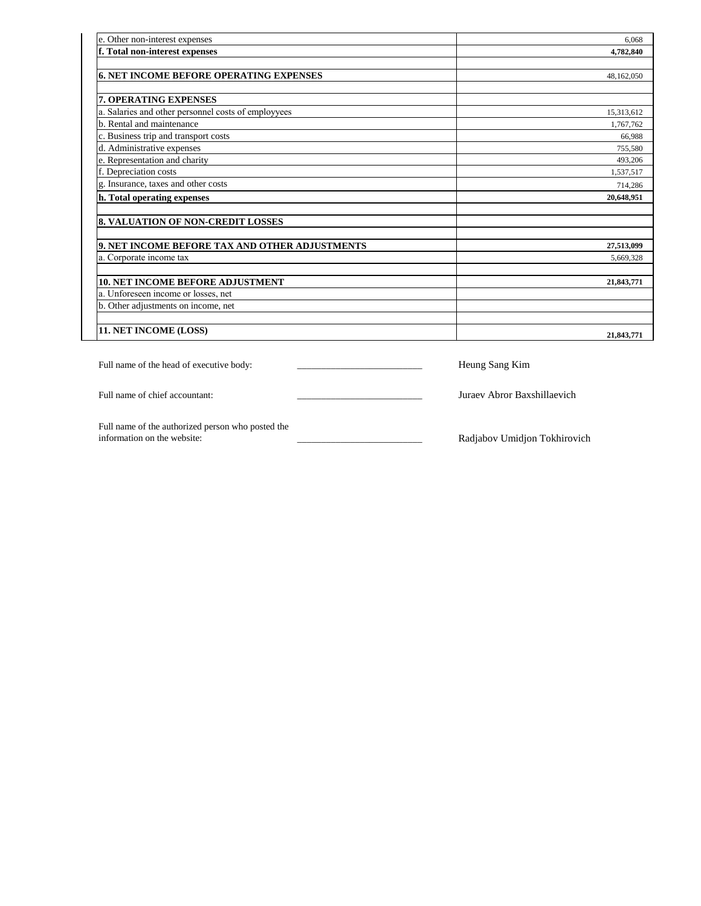| | |
|---|---|
| e. Other non-interest expenses | 6,068 |
| **f. Total non-interest expenses** | **4,782,840** |
| | |
| **6. NET INCOME BEFORE OPERATING EXPENSES** | 48,162,050 |
| | |
| **7. OPERATING EXPENSES** | |
| a. Salaries and other personnel costs of employyees | 15,313,612 |
| b. Rental and maintenance | 1,767,762 |
| c. Business trip and transport costs | 66,988 |
| d. Administrative expenses | 755,580 |
| e. Representation and charity | 493,206 |
| f. Depreciation costs | 1,537,517 |
| g. Insurance, taxes and other costs | 714,286 |
| **h. Total operating expenses** | **20,648,951** |
| | |
| **8. VALUATION OF NON-CREDIT LOSSES** | |
| | |
| **9. NET INCOME BEFORE TAX AND OTHER ADJUSTMENTS** | **27,513,099** |
| a. Corporate income tax | 5,669,328 |
| | |
| **10. NET INCOME BEFORE ADJUSTMENT** | **21,843,771** |
| a. Unforeseen income or losses, net | |
| b. Other adjustments on income, net | |
| | |
| **11. NET INCOME (LOSS)** | **21,843,771** |

Full name of the head of executive body: _________________________ Heung Sang Kim

Full name of chief accountant: _________________________ Juraev Abror Baxshillaevich

Full name of the authorized person who posted the information on the website: _________________________ Radjabov Umidjon Tokhirovich